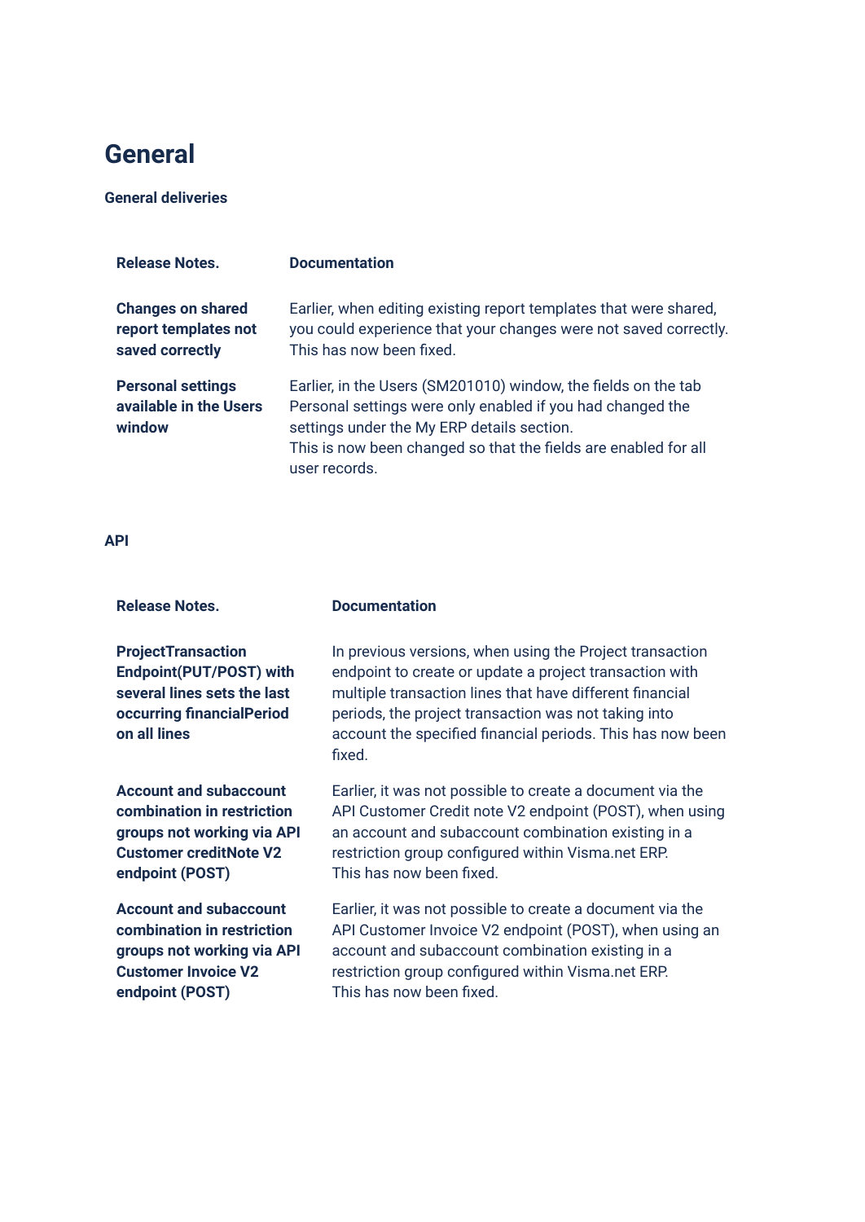# General

**General deliveries**

| Release Notes. | Documentation |
|---|---|
| **Changes on shared report templates not saved correctly** | Earlier, when editing existing report templates that were shared, you could experience that your changes were not saved correctly. This has now been fixed. |
| **Personal settings available in the Users window** | Earlier, in the Users (SM201010) window, the fields on the tab Personal settings were only enabled if you had changed the settings under the My ERP details section. This is now been changed so that the fields are enabled for all user records. |

**API**

| Release Notes. | Documentation |
|---|---|
| **ProjectTransaction Endpoint(PUT/POST) with several lines sets the last occurring financialPeriod on all lines** | In previous versions, when using the Project transaction endpoint to create or update a project transaction with multiple transaction lines that have different financial periods, the project transaction was not taking into account the specified financial periods. This has now been fixed. |
| **Account and subaccount combination in restriction groups not working via API Customer creditNote V2 endpoint (POST)** | Earlier, it was not possible to create a document via the API Customer Credit note V2 endpoint (POST), when using an account and subaccount combination existing in a restriction group configured within Visma.net ERP. This has now been fixed. |
| **Account and subaccount combination in restriction groups not working via API Customer Invoice V2 endpoint (POST)** | Earlier, it was not possible to create a document via the API Customer Invoice V2 endpoint (POST), when using an account and subaccount combination existing in a restriction group configured within Visma.net ERP. This has now been fixed. |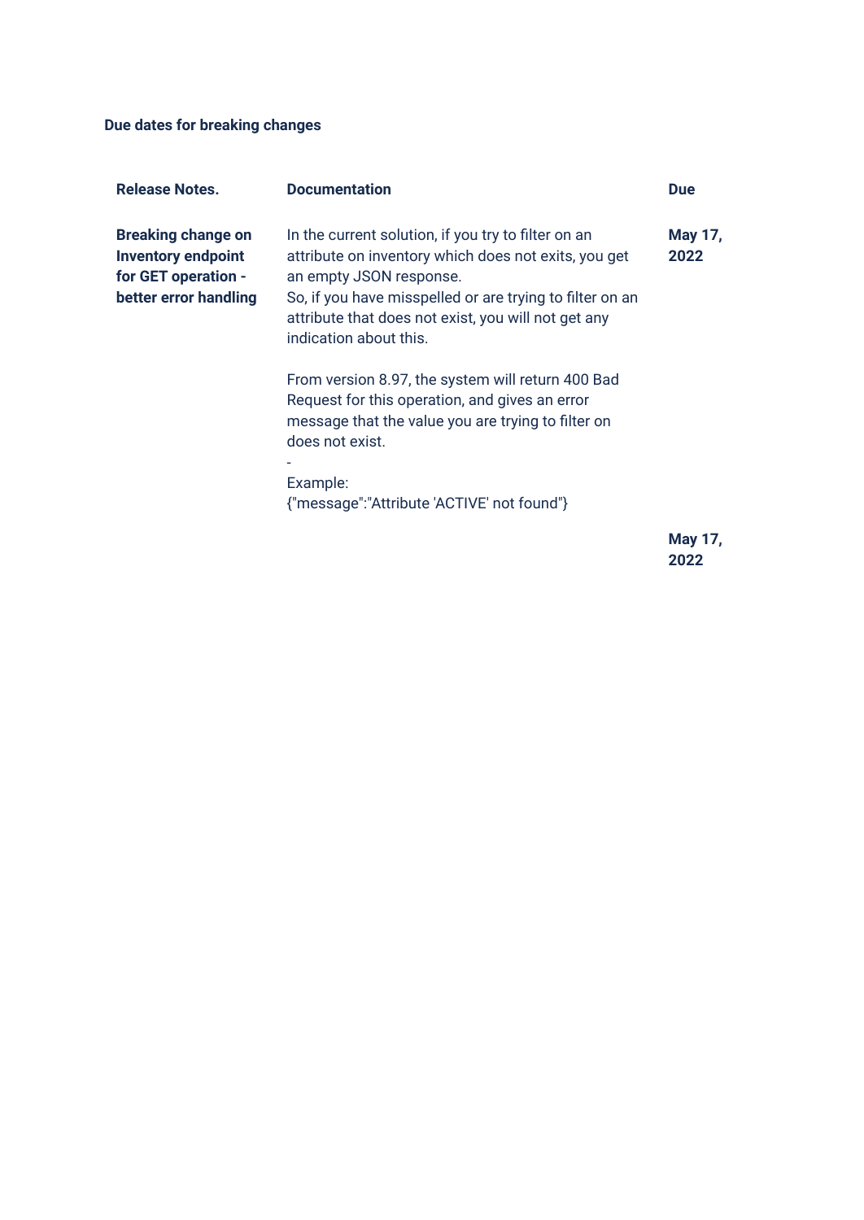**Due dates for breaking changes**

| Release Notes. | Documentation | Due |
| --- | --- | --- |
| **Breaking change on Inventory endpoint for GET operation - better error handling** | In the current solution, if you try to filter on an attribute on inventory which does not exits, you get an empty JSON response.<br>So, if you have misspelled or are trying to filter on an attribute that does not exist, you will not get any indication about this.<br><br>From version 8.97, the system will return 400 Bad Request for this operation, and gives an error message that the value you are trying to filter on does not exist.<br>-<br>Example:<br>{"message":"Attribute 'ACTIVE' not found"} | **May 17, 2022** |
| | | **May 17, 2022** |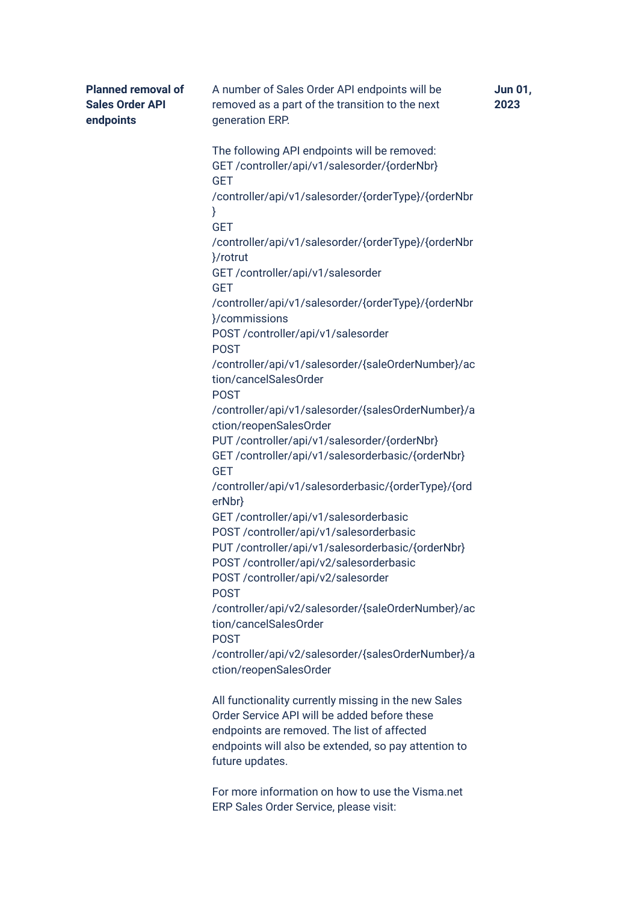| | | |
|---|---|---|
| **Planned removal of Sales Order API endpoints** | A number of Sales Order API endpoints will be removed as a part of the transition to the next generation ERP.<br><br>The following API endpoints will be removed:<br>GET /controller/api/v1/salesorder/{orderNbr}<br>GET /controller/api/v1/salesorder/{orderType}/{orderNbr}<br>GET /controller/api/v1/salesorder/{orderType}/{orderNbr}/rotrut<br>GET /controller/api/v1/salesorder<br>GET /controller/api/v1/salesorder/{orderType}/{orderNbr}/commissions<br>POST /controller/api/v1/salesorder<br>POST /controller/api/v1/salesorder/{saleOrderNumber}/action/cancelSalesOrder<br>POST /controller/api/v1/salesorder/{salesOrderNumber}/action/reopenSalesOrder<br>PUT /controller/api/v1/salesorder/{orderNbr}<br>GET /controller/api/v1/salesorderbasic/{orderNbr}<br>GET /controller/api/v1/salesorderbasic/{orderType}/{orderNbr}<br>GET /controller/api/v1/salesorderbasic<br>POST /controller/api/v1/salesorderbasic<br>PUT /controller/api/v1/salesorderbasic/{orderNbr}<br>POST /controller/api/v2/salesorderbasic<br>POST /controller/api/v2/salesorder<br>POST /controller/api/v2/salesorder/{saleOrderNumber}/action/cancelSalesOrder<br>POST /controller/api/v2/salesorder/{salesOrderNumber}/action/reopenSalesOrder<br><br>All functionality currently missing in the new Sales Order Service API will be added before these endpoints are removed. The list of affected endpoints will also be extended, so pay attention to future updates.<br><br>For more information on how to use the Visma.net ERP Sales Order Service, please visit: | **Jun 01, 2023** |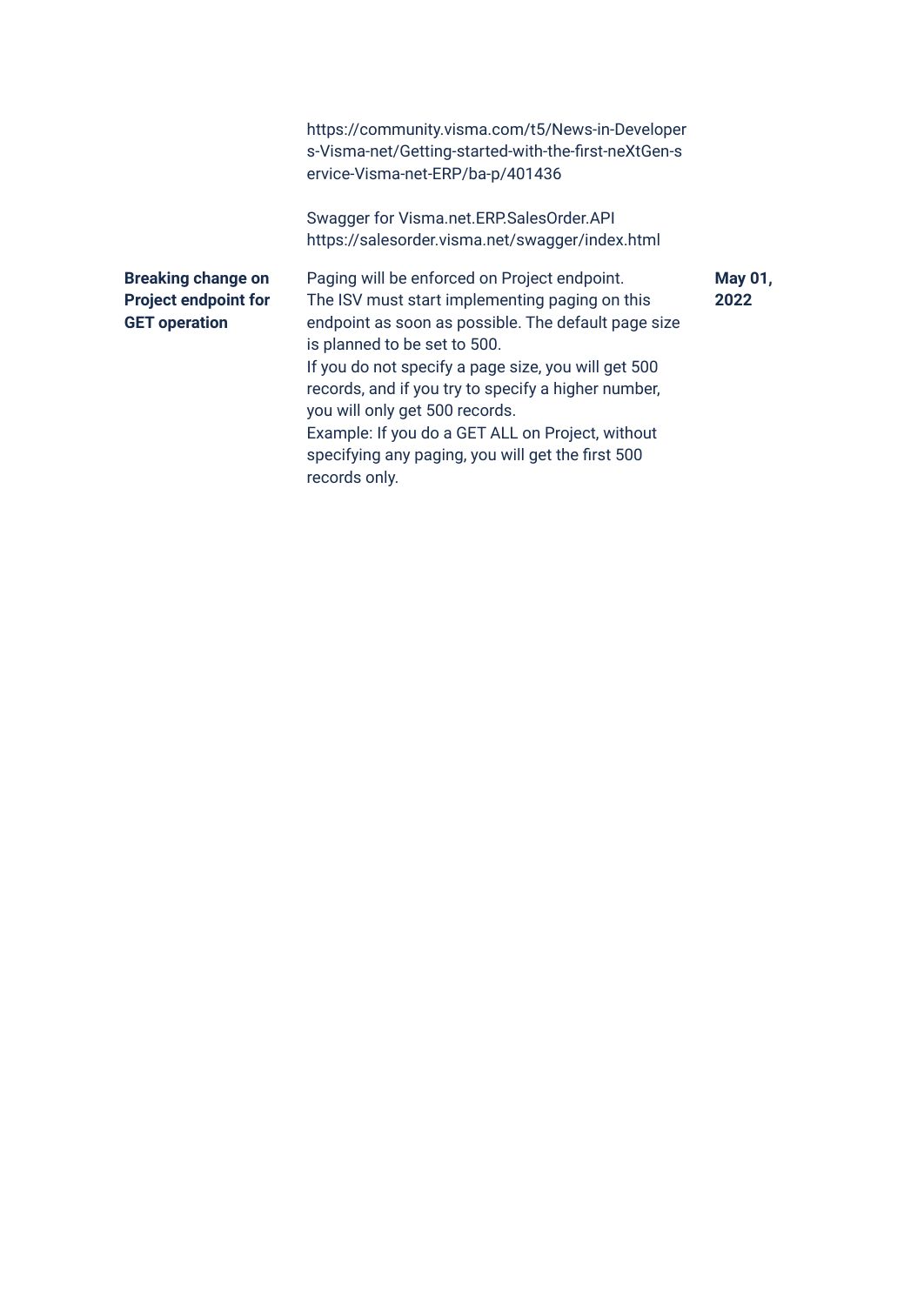| | | |
|---|---|---|
| | https://community.visma.com/t5/News-in-Developers-Visma-net/Getting-started-with-the-first-neXtGen-service-Visma-net-ERP/ba-p/401436<br><br>Swagger for Visma.net.ERP.SalesOrder.API https://salesorder.visma.net/swagger/index.html | |
| **Breaking change on Project endpoint for GET operation** | Paging will be enforced on Project endpoint.<br>The ISV must start implementing paging on this endpoint as soon as possible. The default page size is planned to be set to 500.<br>If you do not specify a page size, you will get 500 records, and if you try to specify a higher number, you will only get 500 records.<br>Example: If you do a GET ALL on Project, without specifying any paging, you will get the first 500 records only. | **May 01, 2022** |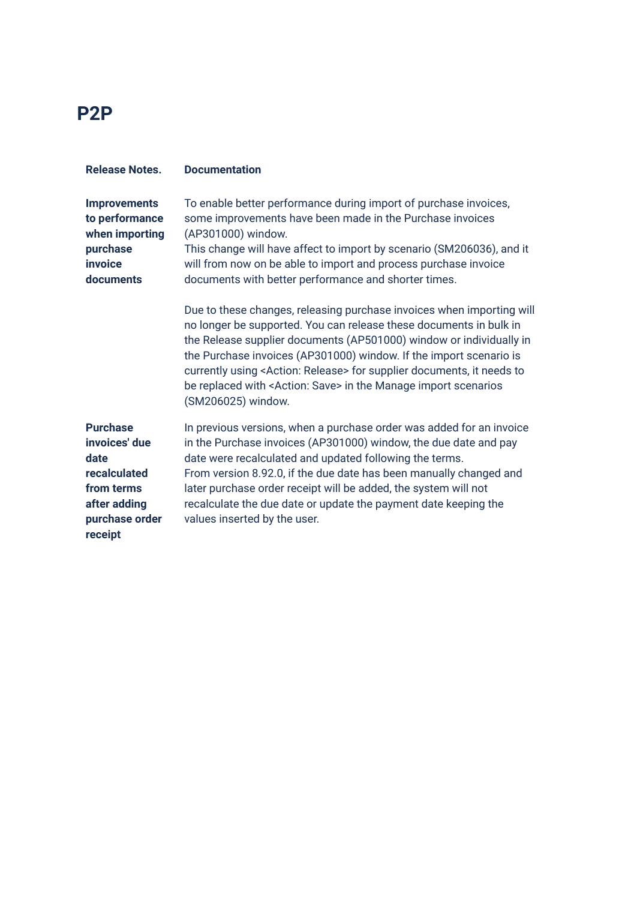# P2P

| Release Notes. | Documentation |
|---|---|
| **Improvements to performance when importing purchase invoice documents** | To enable better performance during import of purchase invoices, some improvements have been made in the Purchase invoices (AP301000) window.<br>This change will have affect to import by scenario (SM206036), and it will from now on be able to import and process purchase invoice documents with better performance and shorter times.<br><br>Due to these changes, releasing purchase invoices when importing will no longer be supported. You can release these documents in bulk in the Release supplier documents (AP501000) window or individually in the Purchase invoices (AP301000) window. If the import scenario is currently using <Action: Release> for supplier documents, it needs to be replaced with <Action: Save> in the Manage import scenarios (SM206025) window. |
| **Purchase invoices' due date recalculated from terms after adding purchase order receipt** | In previous versions, when a purchase order was added for an invoice in the Purchase invoices (AP301000) window, the due date and pay date were recalculated and updated following the terms.<br>From version 8.92.0, if the due date has been manually changed and later purchase order receipt will be added, the system will not recalculate the due date or update the payment date keeping the values inserted by the user. |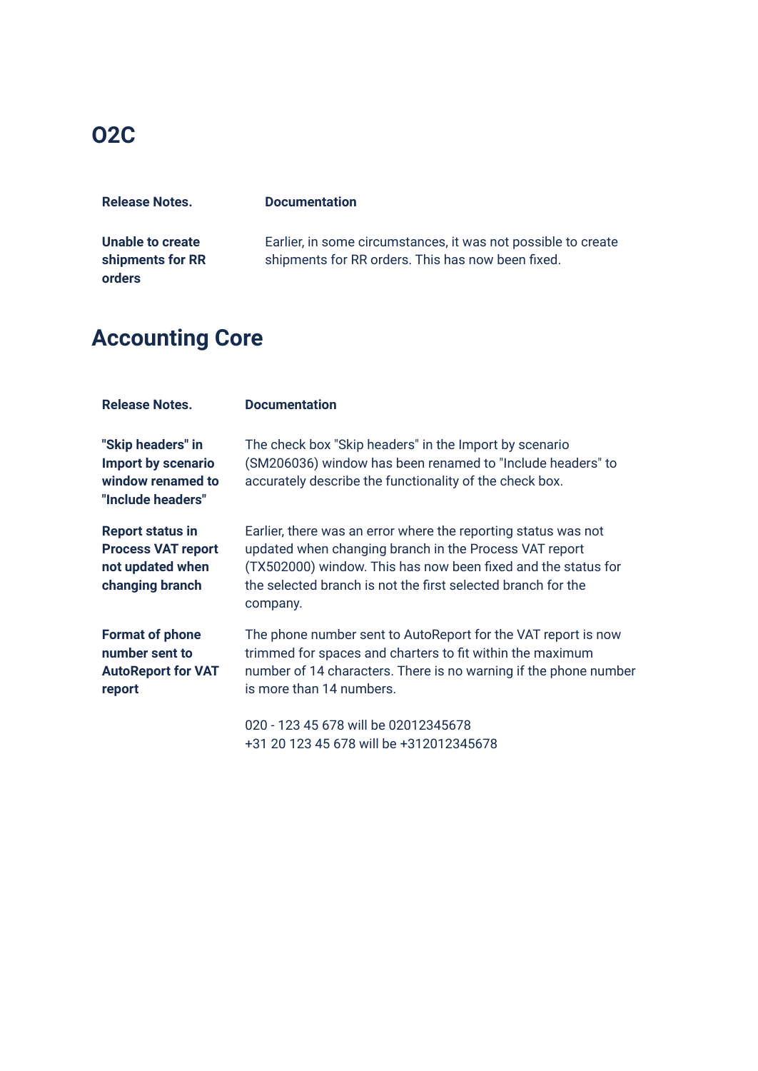# O2C

| Release Notes. | Documentation |
| --- | --- |
| **Unable to create shipments for RR orders** | Earlier, in some circumstances, it was not possible to create shipments for RR orders. This has now been fixed. |

# Accounting Core

| Release Notes. | Documentation |
| --- | --- |
| **"Skip headers" in Import by scenario window renamed to "Include headers"** | The check box "Skip headers" in the Import by scenario (SM206036) window has been renamed to "Include headers" to accurately describe the functionality of the check box. |
| **Report status in Process VAT report not updated when changing branch** | Earlier, there was an error where the reporting status was not updated when changing branch in the Process VAT report (TX502000) window. This has now been fixed and the status for the selected branch is not the first selected branch for the company. |
| **Format of phone number sent to AutoReport for VAT report** | The phone number sent to AutoReport for the VAT report is now trimmed for spaces and charters to fit within the maximum number of 14 characters. There is no warning if the phone number is more than 14 numbers.<br><br>020 - 123 45 678 will be 02012345678<br>+31 20 123 45 678 will be +312012345678 |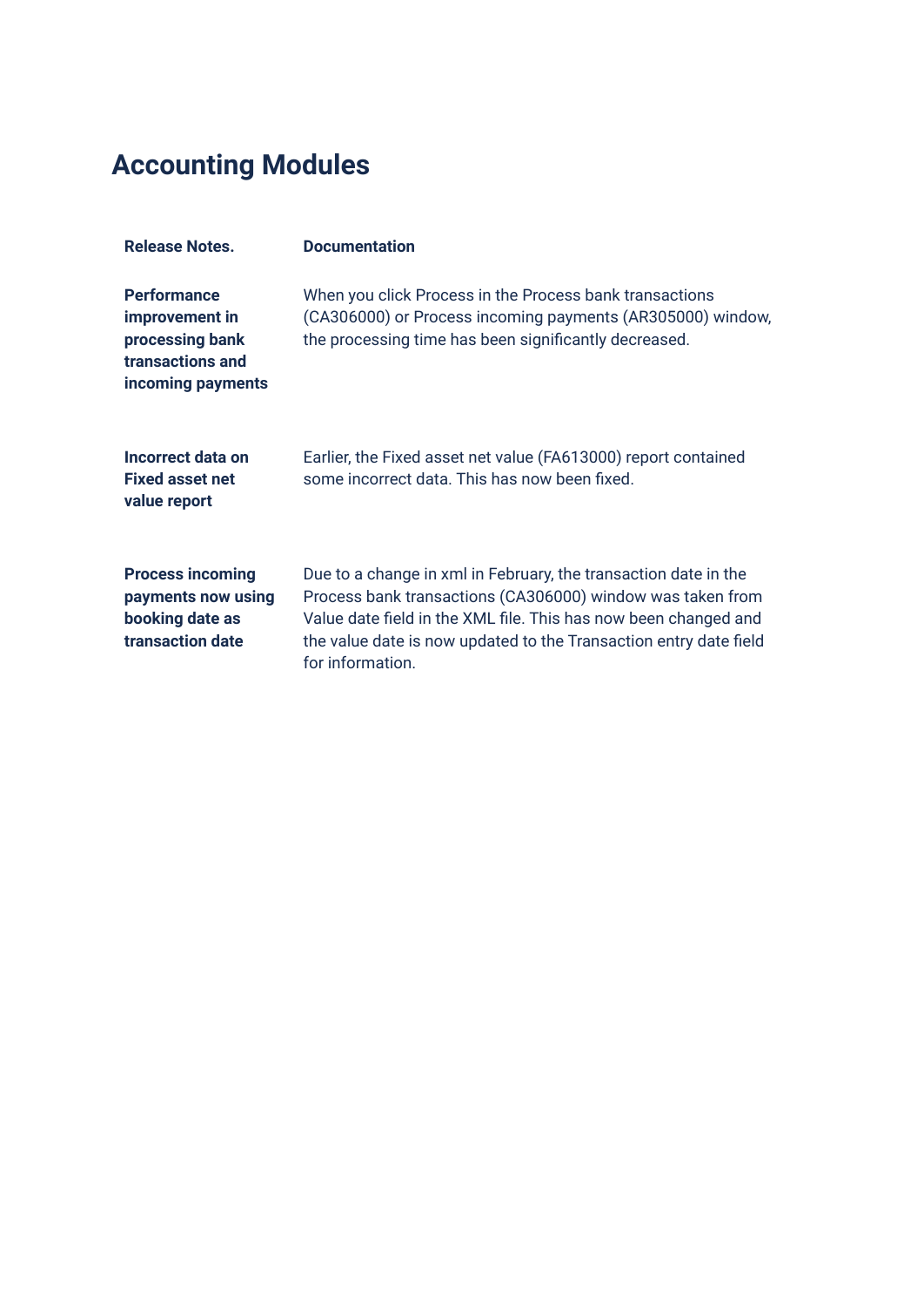# Accounting Modules

| Release Notes. | Documentation |
|---|---|
| **Performance improvement in processing bank transactions and incoming payments** | When you click Process in the Process bank transactions (CA306000) or Process incoming payments (AR305000) window, the processing time has been significantly decreased. |
| **Incorrect data on Fixed asset net value report** | Earlier, the Fixed asset net value (FA613000) report contained some incorrect data. This has now been fixed. |
| **Process incoming payments now using booking date as transaction date** | Due to a change in xml in February, the transaction date in the Process bank transactions (CA306000) window was taken from Value date field in the XML file. This has now been changed and the value date is now updated to the Transaction entry date field for information. |